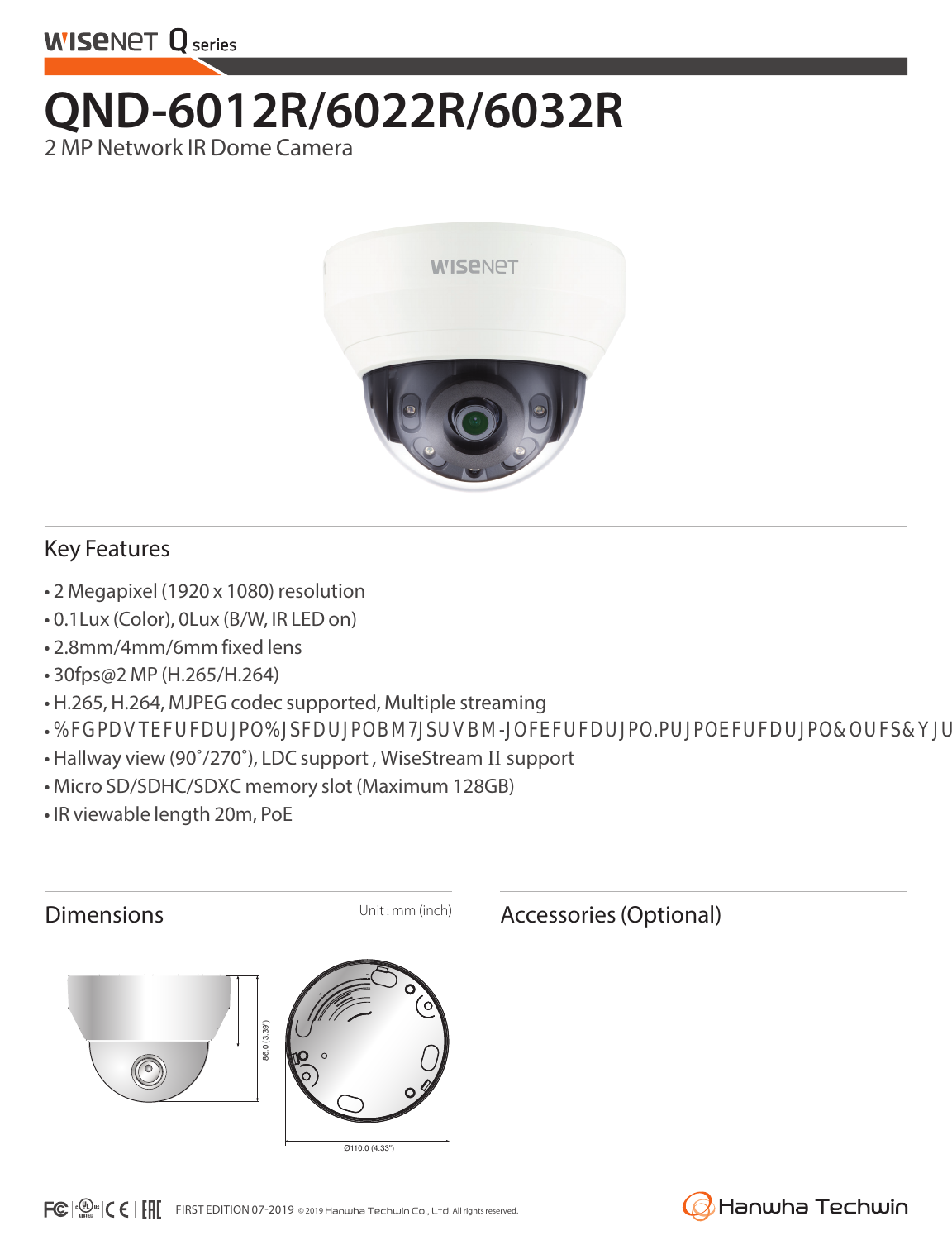# QND-6012R/6022R/6032R

2 MP Network IR Dome Camera

## Key Features

- 2 Megapixel (1920 x 1080) resolution
- 0.1Lux (Color), 0Lux (B/W, IR LED on)
- 2.8mm/4mm/6mm fixed lens
- 30fps@2 MP (H.265/H.264)
- H.265, H.264, MJPEG codec supported, Multiple streaming
- %FGPDVTEFUFDUJPO%JSFDUJPOBM7JSUVBM-JOFEFUFDUJPO.PUJPOEFUFDUJPO&OUFS&YJU
- Hallway view (90˚/270˚), LDC support , WiseStream II support
- Micro SD/SDHC/SDXC memory slot (Maximum 128GB)
- IR viewable length 20m, PoE

## Dimensions

Unit : mm (inch)

86.0 (3.39")

Ø110.0 (4.33")

## Accessories (Optional)

FIRST EDITION 07-2019 © 2019 Hanwha Techwin Co., Ltd. All rights reserved.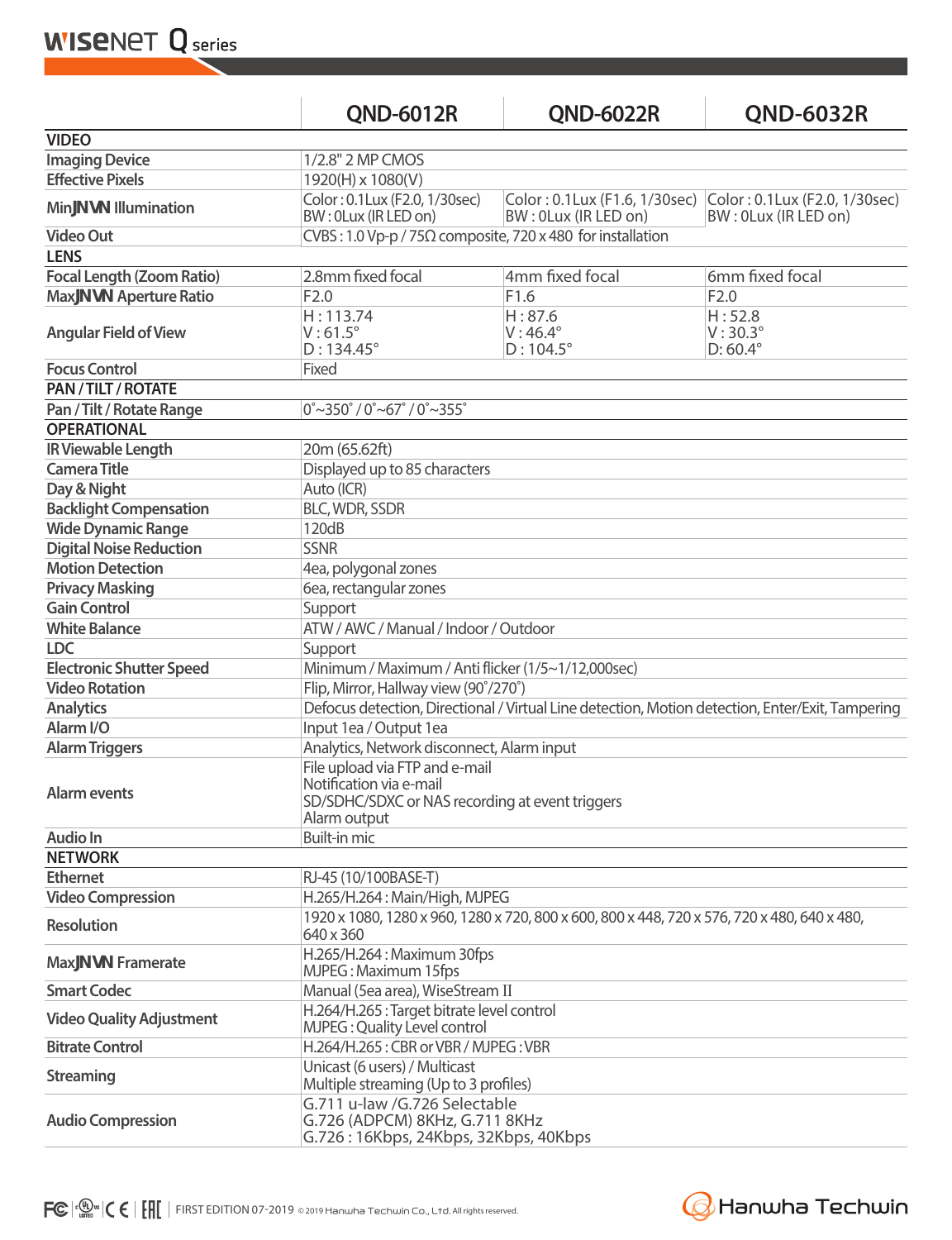|  | QND-6012R | QND-6022R | QND-6032R |
|---|---|---|---|
| **VIDEO** |  |  |  |
| Imaging Device | 1/2.8" 2 MP CMOS | | |
| Effective Pixels | 1920(H) x 1080(V) | | |
| Min. Illumination | Color : 0.1Lux (F2.0, 1/30sec)<br>BW : 0Lux (IR LED on) | Color : 0.1Lux (F1.6, 1/30sec)<br>BW : 0Lux (IR LED on) | Color : 0.1Lux (F2.0, 1/30sec)<br>BW : 0Lux (IR LED on) |
| Video Out | CVBS : 1.0 Vp-p / 75Ω composite, 720 x 480 for installation | | |
| **LENS** |  |  |  |
| Focal Length (Zoom Ratio) | 2.8mm fixed focal | 4mm fixed focal | 6mm fixed focal |
| Max. Aperture Ratio | F2.0 | F1.6 | F2.0 |
| Angular Field of View | H : 113.74<br>V : 61.5°<br>D : 134.45° | H : 87.6<br>V : 46.4°<br>D : 104.5° | H : 52.8<br>V : 30.3°<br>D: 60.4° |
| Focus Control | Fixed | | |
| **PAN / TILT / ROTATE** |  |  |  |
| Pan / Tilt / Rotate Range | 0˚~350˚ / 0˚~67˚ / 0˚~355˚ | | |
| **OPERATIONAL** |  |  |  |
| IR Viewable Length | 20m (65.62ft) | | |
| Camera Title | Displayed up to 85 characters | | |
| Day & Night | Auto (ICR) | | |
| Backlight Compensation | BLC, WDR, SSDR | | |
| Wide Dynamic Range | 120dB | | |
| Digital Noise Reduction | SSNR | | |
| Motion Detection | 4ea, polygonal zones | | |
| Privacy Masking | 6ea, rectangular zones | | |
| Gain Control | Support | | |
| White Balance | ATW / AWC / Manual / Indoor / Outdoor | | |
| LDC | Support | | |
| Electronic Shutter Speed | Minimum / Maximum / Anti flicker (1/5~1/12,000sec) | | |
| Video Rotation | Flip, Mirror, Hallway view (90˚/270˚) | | |
| Analytics | Defocus detection, Directional / Virtual Line detection, Motion detection, Enter/Exit, Tampering | | |
| Alarm I/O | Input 1ea / Output 1ea | | |
| Alarm Triggers | Analytics, Network disconnect, Alarm input | | |
| Alarm events | File upload via FTP and e-mail<br>Notification via e-mail<br>SD/SDHC/SDXC or NAS recording at event triggers<br>Alarm output | | |
| Audio In | Built-in mic | | |
| **NETWORK** |  |  |  |
| Ethernet | RJ-45 (10/100BASE-T) | | |
| Video Compression | H.265/H.264 : Main/High, MJPEG | | |
| Resolution | 1920 x 1080, 1280 x 960, 1280 x 720, 800 x 600, 800 x 448, 720 x 576, 720 x 480, 640 x 480, 640 x 360 | | |
| Max. Framerate | H.265/H.264 : Maximum 30fps<br>MJPEG : Maximum 15fps | | |
| Smart Codec | Manual (5ea area), WiseStream II | | |
| Video Quality Adjustment | H.264/H.265 : Target bitrate level control<br>MJPEG : Quality Level control | | |
| Bitrate Control | H.264/H.265 : CBR or VBR / MJPEG : VBR | | |
| Streaming | Unicast (6 users) / Multicast<br>Multiple streaming (Up to 3 profiles) | | |
| Audio Compression | G.711 u-law /G.726 Selectable<br>G.726 (ADPCM) 8KHz, G.711 8KHz<br>G.726 : 16Kbps, 24Kbps, 32Kbps, 40Kbps | | |

FIRST EDITION 07-2019 © 2019 Hanwha Techwin Co., Ltd. All rights reserved.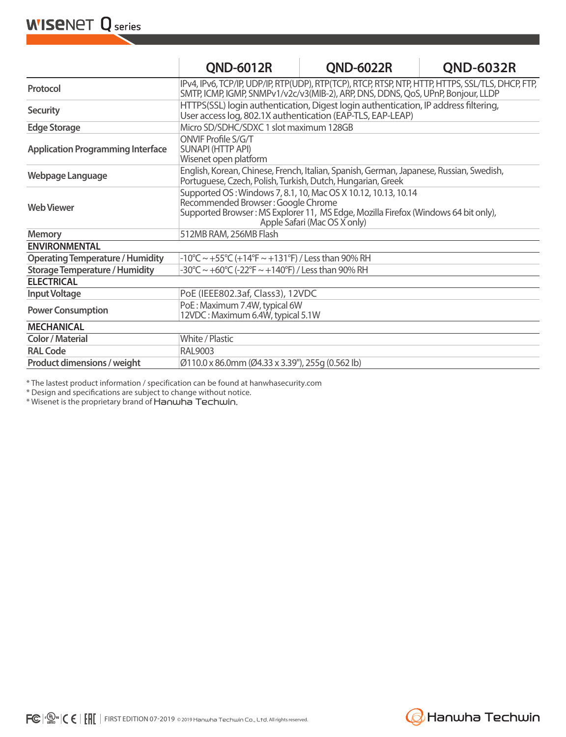| | QND-6012R | QND-6022R | QND-6032R |
|---|---|---|---|
| Protocol | IPv4, IPv6, TCP/IP, UDP/IP, RTP(UDP), RTP(TCP), RTCP, RTSP, NTP, HTTP, HTTPS, SSL/TLS, DHCP, FTP, SMTP, ICMP, IGMP, SNMPv1/v2c/v3(MIB-2), ARP, DNS, DDNS, QoS, UPnP, Bonjour, LLDP | | |
| Security | HTTPS(SSL) login authentication, Digest login authentication, IP address filtering, User access log, 802.1X authentication (EAP-TLS, EAP-LEAP) | | |
| Edge Storage | Micro SD/SDHC/SDXC 1 slot maximum 128GB | | |
| Application Programming Interface | ONVIF Profile S/G/T<br>SUNAPI (HTTP API)<br>Wisenet open platform | | |
| Webpage Language | English, Korean, Chinese, French, Italian, Spanish, German, Japanese, Russian, Swedish, Portuguese, Czech, Polish, Turkish, Dutch, Hungarian, Greek | | |
| Web Viewer | Supported OS : Windows 7, 8.1, 10, Mac OS X 10.12, 10.13, 10.14<br>Recommended Browser : Google Chrome<br>Supported Browser : MS Explorer 11, MS Edge, Mozilla Firefox (Windows 64 bit only), Apple Safari (Mac OS X only) | | |
| Memory | 512MB RAM, 256MB Flash | | |
| **ENVIRONMENTAL** | | | |
| Operating Temperature / Humidity | -10°C ~ +55°C (+14°F ~ +131°F) / Less than 90% RH | | |
| Storage Temperature / Humidity | -30°C ~ +60°C (-22°F ~ +140°F) / Less than 90% RH | | |
| **ELECTRICAL** | | | |
| Input Voltage | PoE (IEEE802.3af, Class3), 12VDC | | |
| Power Consumption | PoE : Maximum 7.4W, typical 6W<br>12VDC : Maximum 6.4W, typical 5.1W | | |
| **MECHANICAL** | | | |
| Color / Material | White / Plastic | | |
| RAL Code | RAL9003 | | |
| Product dimensions / weight | Ø110.0 x 86.0mm (Ø4.33 x 3.39"), 255g (0.562 lb) | | |

* The lastest product information / specification can be found at hanwhasecurity.com
* Design and specifications are subject to change without notice.
* Wisenet is the proprietary brand of Hanwha Techwin.

FIRST EDITION 07-2019 © 2019 Hanwha Techwin Co., Ltd. All rights reserved.